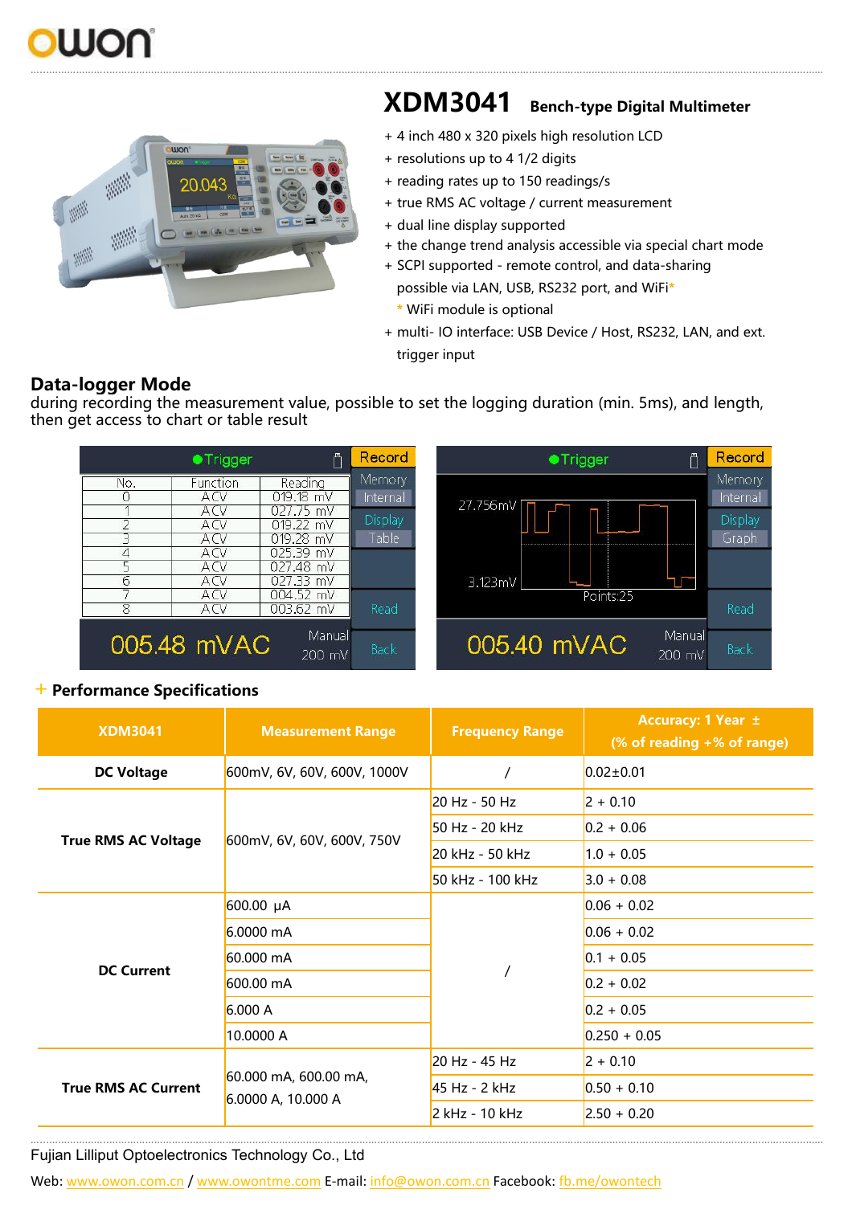# XDM3041 Bench-type Digital Multimeter

- + 4 inch 480 x 320 pixels high resolution LCD
- + resolutions up to 4 1/2 digits
- + reading rates up to 150 readings/s
- + true RMS AC voltage / current measurement
- + dual line display supported
- + the change trend analysis accessible via special chart mode
- + SCPI supported - remote control, and data-sharing possible via LAN, USB, RS232 port, and WiFi*
  * WiFi module is optional
- + multi- IO interface: USB Device / Host, RS232, LAN, and ext. trigger input

## Data-logger Mode

during recording the measurement value, possible to set the logging duration (min. 5ms), and length, then get access to chart or table result

## + Performance Specifications

| XDM3041 | Measurement Range | Frequency Range | Accuracy: 1 Year ± (% of reading +% of range) |
|---|---|---|---|
| **DC Voltage** | 600mV, 6V, 60V, 600V, 1000V | / | 0.02±0.01 |
| **True RMS AC Voltage** | 600mV, 6V, 60V, 600V, 750V | 20 Hz - 50 Hz | 2 + 0.10 |
| | | 50 Hz - 20 kHz | 0.2 + 0.06 |
| | | 20 kHz - 50 kHz | 1.0 + 0.05 |
| | | 50 kHz - 100 kHz | 3.0 + 0.08 |
| **DC Current** | 600.00 μA | / | 0.06 + 0.02 |
| | 6.0000 mA | | 0.06 + 0.02 |
| | 60.000 mA | | 0.1 + 0.05 |
| | 600.00 mA | | 0.2 + 0.02 |
| | 6.000 A | | 0.2 + 0.05 |
| | 10.0000 A | | 0.250 + 0.05 |
| **True RMS AC Current** | 60.000 mA, 600.00 mA, 6.0000 A, 10.000 A | 20 Hz - 45 Hz | 2 + 0.10 |
| | | 45 Hz - 2 kHz | 0.50 + 0.10 |
| | | 2 kHz - 10 kHz | 2.50 + 0.20 |

Fujian Lilliput Optoelectronics Technology Co., Ltd

Web: www.owon.com.cn / www.owontme.com E-mail: info@owon.com.cn Facebook: fb.me/owontech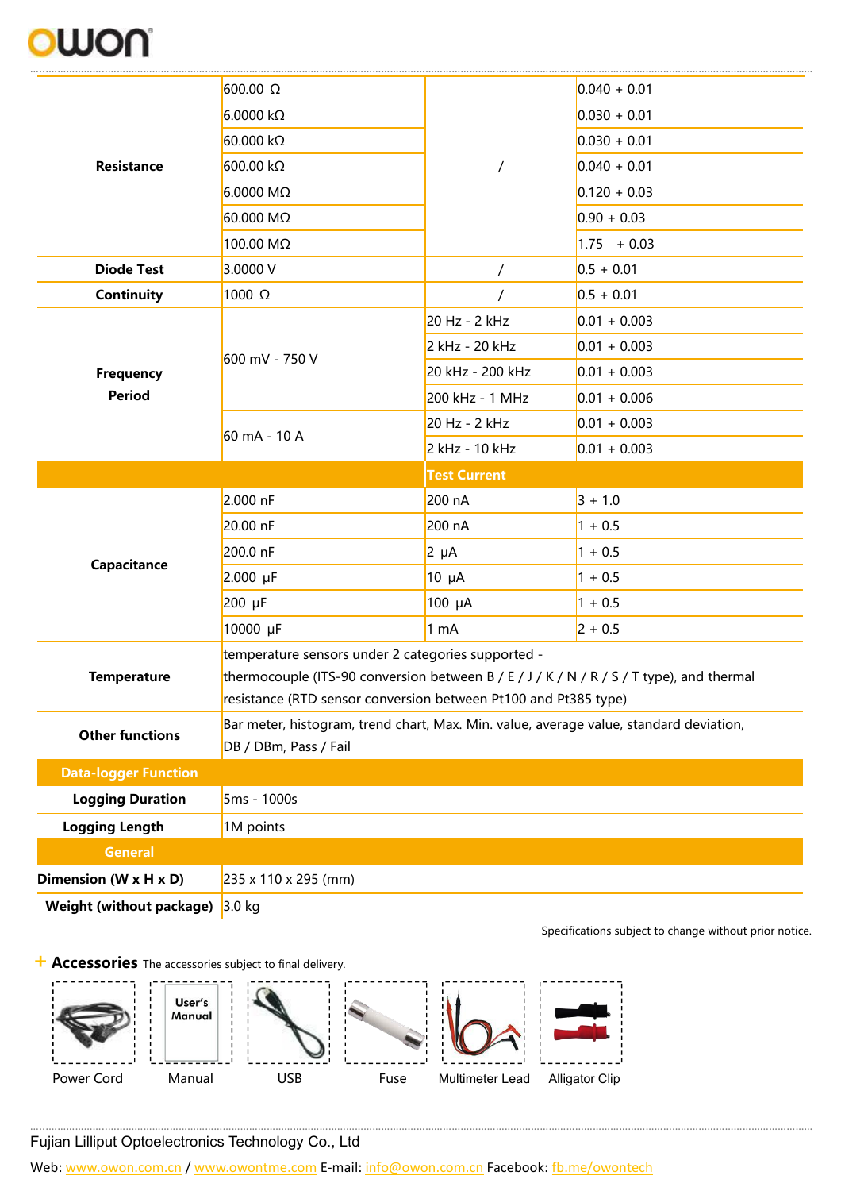| | | | |
|---|---|---|---|
| **Resistance** | 600.00 Ω | / | 0.040 + 0.01 |
| | 6.0000 kΩ | | 0.030 + 0.01 |
| | 60.000 kΩ | | 0.030 + 0.01 |
| | 600.00 kΩ | | 0.040 + 0.01 |
| | 6.0000 MΩ | | 0.120 + 0.03 |
| | 60.000 MΩ | | 0.90 + 0.03 |
| | 100.00 MΩ | | 1.75 + 0.03 |
| **Diode Test** | 3.0000 V | / | 0.5 + 0.01 |
| **Continuity** | 1000 Ω | / | 0.5 + 0.01 |
| **Frequency Period** | 600 mV - 750 V | 20 Hz - 2 kHz | 0.01 + 0.003 |
| | | 2 kHz - 20 kHz | 0.01 + 0.003 |
| | | 20 kHz - 200 kHz | 0.01 + 0.003 |
| | | 200 kHz - 1 MHz | 0.01 + 0.006 |
| | 60 mA - 10 A | 20 Hz - 2 kHz | 0.01 + 0.003 |
| | | 2 kHz - 10 kHz | 0.01 + 0.003 |
| | | **Test Current** | |
| **Capacitance** | 2.000 nF | 200 nA | 3 + 1.0 |
| | 20.00 nF | 200 nA | 1 + 0.5 |
| | 200.0 nF | 2 μA | 1 + 0.5 |
| | 2.000 μF | 10 μA | 1 + 0.5 |
| | 200 μF | 100 μA | 1 + 0.5 |
| | 10000 μF | 1 mA | 2 + 0.5 |
| **Temperature** | temperature sensors under 2 categories supported - thermocouple (ITS-90 conversion between B / E / J / K / N / R / S / T type), and thermal resistance (RTD sensor conversion between Pt100 and Pt385 type) | | |
| **Other functions** | Bar meter, histogram, trend chart, Max. Min. value, average value, standard deviation, DB / DBm, Pass / Fail | | |
| **Data-logger Function** | | | |
| **Logging Duration** | 5ms - 1000s | | |
| **Logging Length** | 1M points | | |
| **General** | | | |
| **Dimension (W x H x D)** | 235 x 110 x 295 (mm) | | |
| **Weight (without package)** | 3.0 kg | | |

Specifications subject to change without prior notice.

## + Accessories
The accessories subject to final delivery.

Power Cord | Manual | USB | Fuse | Multimeter Lead | Alligator Clip

Fujian Lilliput Optoelectronics Technology Co., Ltd

Web: www.owon.com.cn / www.owontme.com E-mail: info@owon.com.cn Facebook: fb.me/owontech